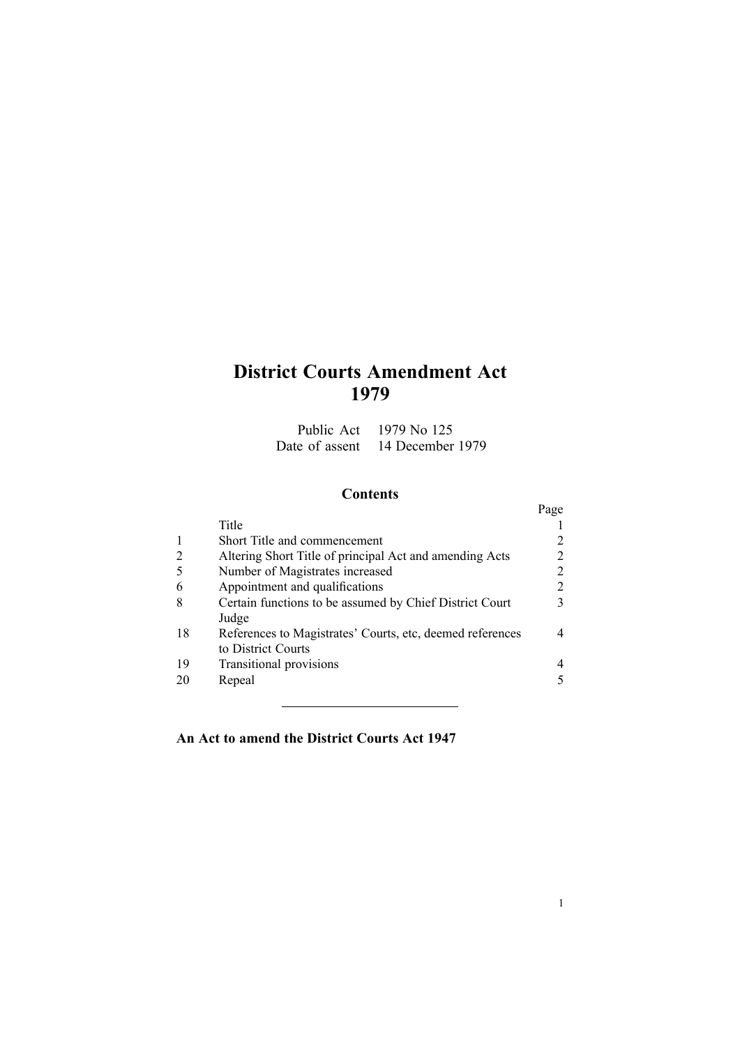# District Courts Amendment Act 1979

Public Act 1979 No 125
Date of assent 14 December 1979

## Contents

| | | Page |
|---|---|---|
| | Title | 1 |
| 1 | Short Title and commencement | 2 |
| 2 | Altering Short Title of principal Act and amending Acts | 2 |
| 5 | Number of Magistrates increased | 2 |
| 6 | Appointment and qualifications | 2 |
| 8 | Certain functions to be assumed by Chief District Court Judge | 3 |
| 18 | References to Magistrates' Courts, etc, deemed references to District Courts | 4 |
| 19 | Transitional provisions | 4 |
| 20 | Repeal | 5 |

---

**An Act to amend the District Courts Act 1947**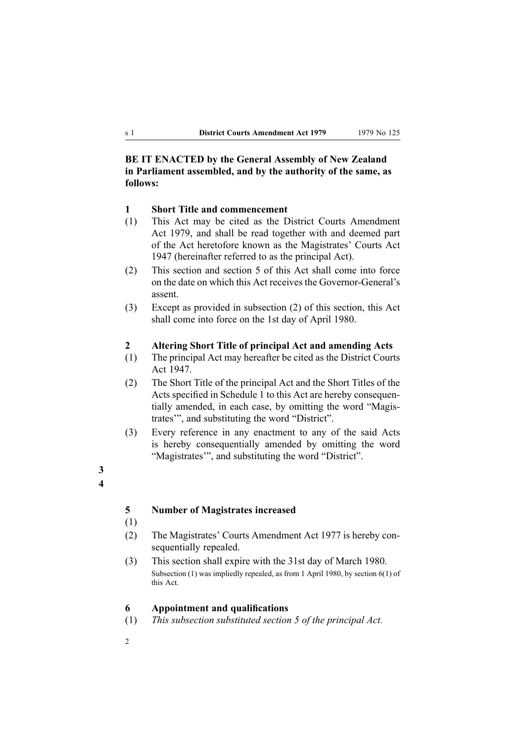**BE IT ENACTED by the General Assembly of New Zealand in Parliament assembled, and by the authority of the same, as follows:**

### 1 Short Title and commencement

(1) This Act may be cited as the District Courts Amendment Act 1979, and shall be read together with and deemed part of the Act heretofore known as the Magistrates' Courts Act 1947 (hereinafter referred to as the principal Act).

(2) This section and section 5 of this Act shall come into force on the date on which this Act receives the Governor-General's assent.

(3) Except as provided in subsection (2) of this section, this Act shall come into force on the 1st day of April 1980.

### 2 Altering Short Title of principal Act and amending Acts

(1) The principal Act may hereafter be cited as the District Courts Act 1947.

(2) The Short Title of the principal Act and the Short Titles of the Acts specified in Schedule 1 to this Act are hereby consequentially amended, in each case, by omitting the word "Magistrates'", and substituting the word "District".

(3) Every reference in any enactment to any of the said Acts is hereby consequentially amended by omitting the word "Magistrates'", and substituting the word "District".

**3**

**4**

### 5 Number of Magistrates increased

(1)

(2) The Magistrates' Courts Amendment Act 1977 is hereby consequentially repealed.

(3) This section shall expire with the 31st day of March 1980.

Subsection (1) was impliedly repealed, as from 1 April 1980, by section 6(1) of this Act.

### 6 Appointment and qualifications

(1) *This subsection substituted section 5 of the principal Act.*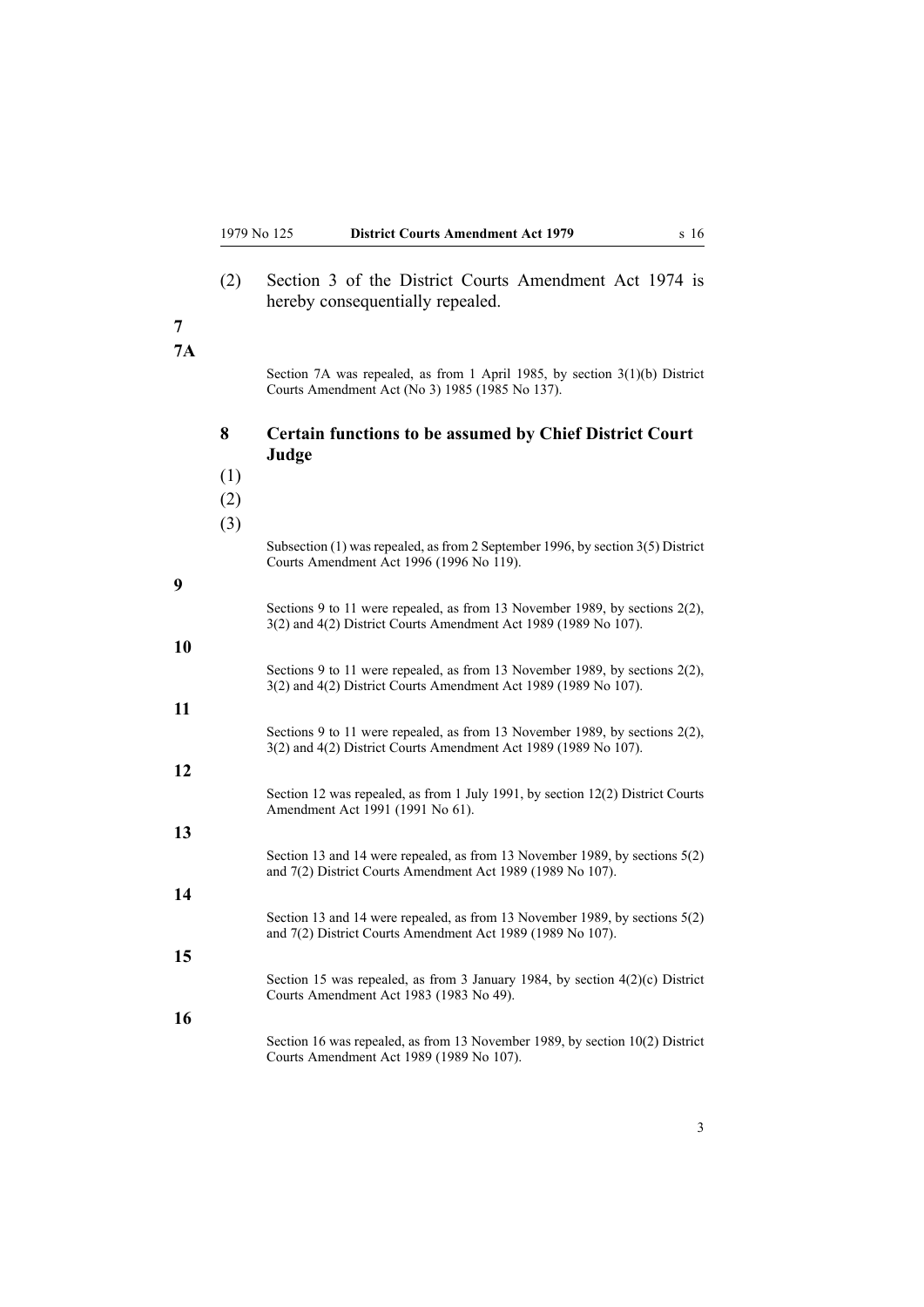(2) Section 3 of the District Courts Amendment Act 1974 is hereby consequentially repealed.

**7**

**7A**

Section 7A was repealed, as from 1 April 1985, by section 3(1)(b) District Courts Amendment Act (No 3) 1985 (1985 No 137).

## 8 Certain functions to be assumed by Chief District Court Judge

(1)

(2)

(3)

Subsection (1) was repealed, as from 2 September 1996, by section 3(5) District Courts Amendment Act 1996 (1996 No 119).

**9**

Sections 9 to 11 were repealed, as from 13 November 1989, by sections 2(2), 3(2) and 4(2) District Courts Amendment Act 1989 (1989 No 107).

**10**

Sections 9 to 11 were repealed, as from 13 November 1989, by sections 2(2), 3(2) and 4(2) District Courts Amendment Act 1989 (1989 No 107).

**11**

Sections 9 to 11 were repealed, as from 13 November 1989, by sections 2(2), 3(2) and 4(2) District Courts Amendment Act 1989 (1989 No 107).

**12**

Section 12 was repealed, as from 1 July 1991, by section 12(2) District Courts Amendment Act 1991 (1991 No 61).

**13**

Section 13 and 14 were repealed, as from 13 November 1989, by sections 5(2) and 7(2) District Courts Amendment Act 1989 (1989 No 107).

**14**

Section 13 and 14 were repealed, as from 13 November 1989, by sections 5(2) and 7(2) District Courts Amendment Act 1989 (1989 No 107).

**15**

Section 15 was repealed, as from 3 January 1984, by section 4(2)(c) District Courts Amendment Act 1983 (1983 No 49).

**16**

Section 16 was repealed, as from 13 November 1989, by section 10(2) District Courts Amendment Act 1989 (1989 No 107).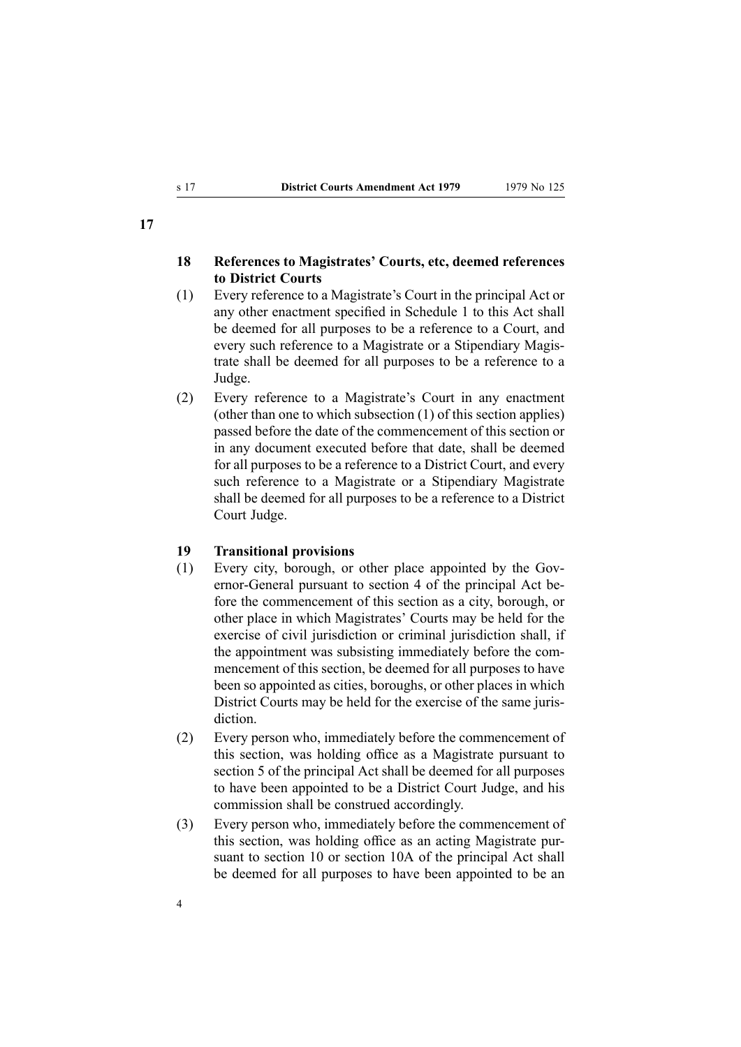**17**

## 18 References to Magistrates' Courts, etc, deemed references to District Courts

(1) Every reference to a Magistrate's Court in the principal Act or any other enactment specified in Schedule 1 to this Act shall be deemed for all purposes to be a reference to a Court, and every such reference to a Magistrate or a Stipendiary Magistrate shall be deemed for all purposes to be a reference to a Judge.

(2) Every reference to a Magistrate's Court in any enactment (other than one to which subsection (1) of this section applies) passed before the date of the commencement of this section or in any document executed before that date, shall be deemed for all purposes to be a reference to a District Court, and every such reference to a Magistrate or a Stipendiary Magistrate shall be deemed for all purposes to be a reference to a District Court Judge.

## 19 Transitional provisions

(1) Every city, borough, or other place appointed by the Governor-General pursuant to section 4 of the principal Act before the commencement of this section as a city, borough, or other place in which Magistrates' Courts may be held for the exercise of civil jurisdiction or criminal jurisdiction shall, if the appointment was subsisting immediately before the commencement of this section, be deemed for all purposes to have been so appointed as cities, boroughs, or other places in which District Courts may be held for the exercise of the same jurisdiction.

(2) Every person who, immediately before the commencement of this section, was holding office as a Magistrate pursuant to section 5 of the principal Act shall be deemed for all purposes to have been appointed to be a District Court Judge, and his commission shall be construed accordingly.

(3) Every person who, immediately before the commencement of this section, was holding office as an acting Magistrate pursuant to section 10 or section 10A of the principal Act shall be deemed for all purposes to have been appointed to be an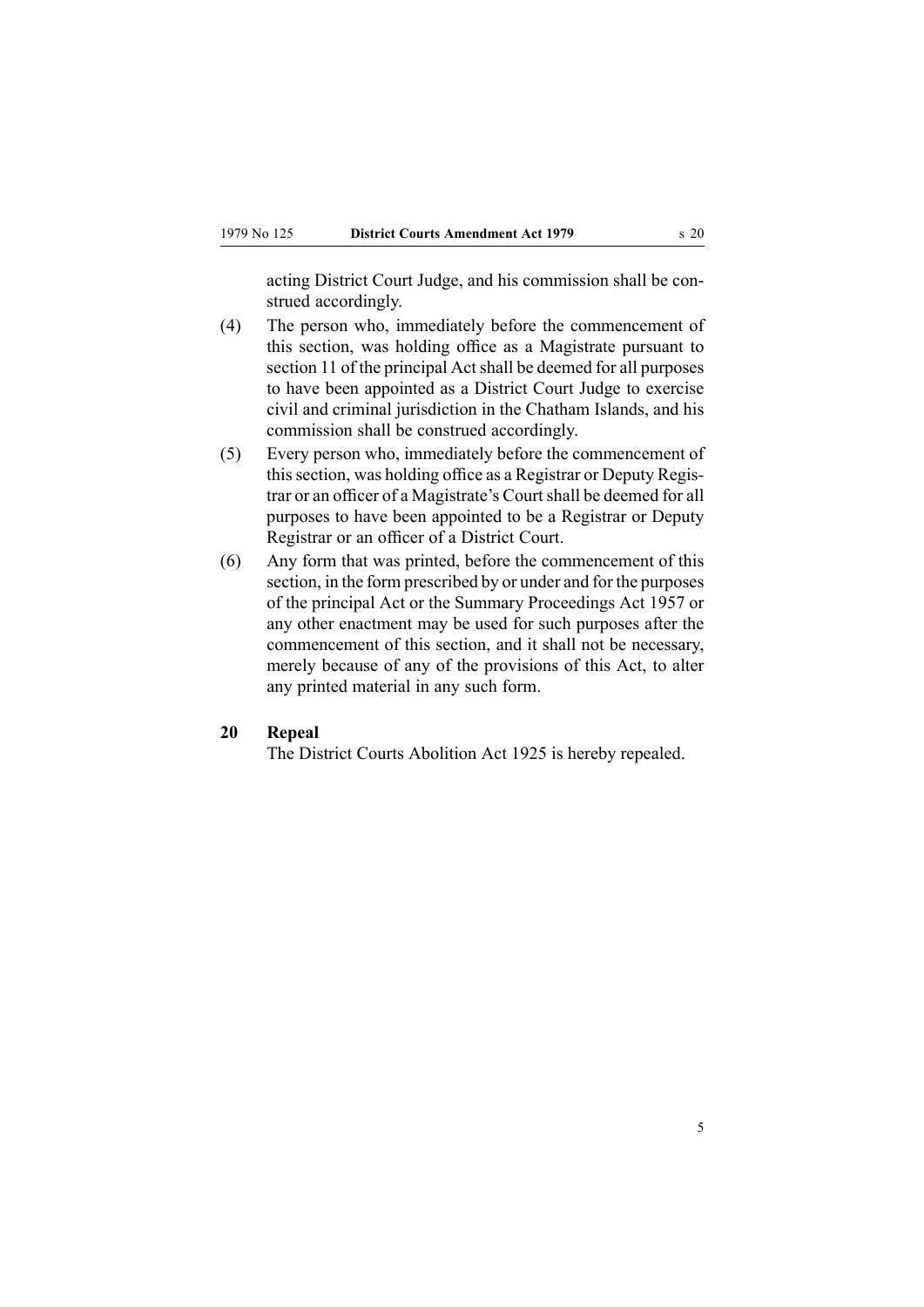acting District Court Judge, and his commission shall be construed accordingly.

(4) The person who, immediately before the commencement of this section, was holding office as a Magistrate pursuant to section 11 of the principal Act shall be deemed for all purposes to have been appointed as a District Court Judge to exercise civil and criminal jurisdiction in the Chatham Islands, and his commission shall be construed accordingly.

(5) Every person who, immediately before the commencement of this section, was holding office as a Registrar or Deputy Registrar or an officer of a Magistrate's Court shall be deemed for all purposes to have been appointed to be a Registrar or Deputy Registrar or an officer of a District Court.

(6) Any form that was printed, before the commencement of this section, in the form prescribed by or under and for the purposes of the principal Act or the Summary Proceedings Act 1957 or any other enactment may be used for such purposes after the commencement of this section, and it shall not be necessary, merely because of any of the provisions of this Act, to alter any printed material in any such form.

**20 Repeal**

The District Courts Abolition Act 1925 is hereby repealed.